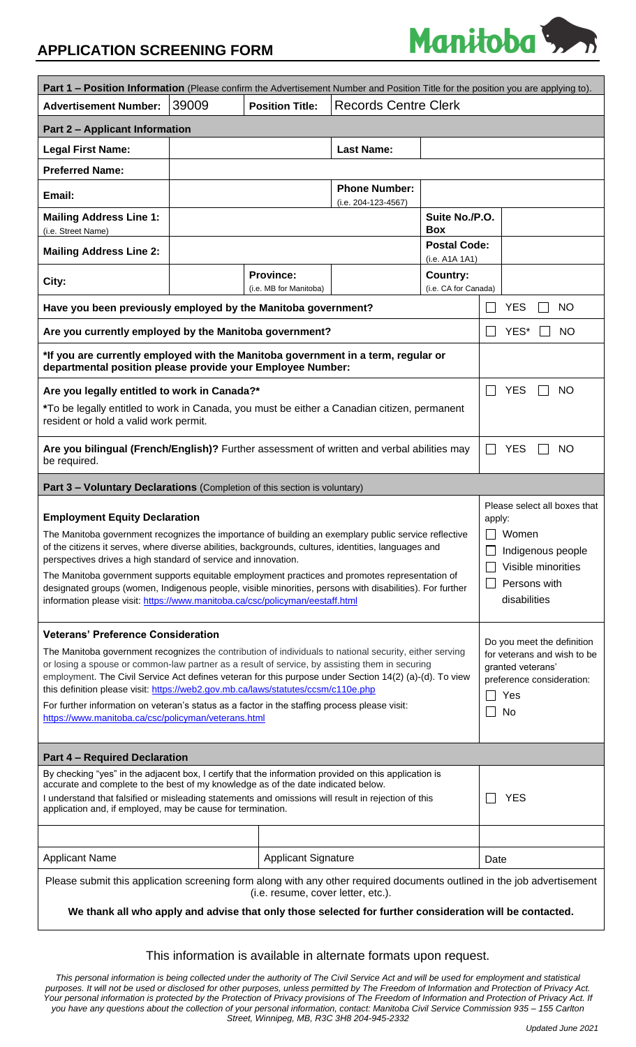# APPLICATION SCREENING FORM

Manitoba

| **Part 1 – Position Information** (Please confirm the Advertisement Number and Position Title for the position you are applying to). | | | |
|---|---|---|---|
| **Advertisement Number:** | 39009 | **Position Title:** | Records Centre Clerk |

**Part 2 – Applicant Information**

| | | | | | |
|---|---|---|---|---|---|
| **Legal First Name:** | | | **Last Name:** | | |
| **Preferred Name:** | | | | | |
| **Email:** | | | **Phone Number:** (i.e. 204-123-4567) | | |
| **Mailing Address Line 1:** (i.e. Street Name) | | | | **Suite No./P.O. Box** | |
| **Mailing Address Line 2:** | | | | **Postal Code:** (i.e. A1A 1A1) | |
| **City:** | | **Province:** (i.e. MB for Manitoba) | | **Country:** (i.e. CA for Canada) | |

| | |
|---|---|
| **Have you been previously employed by the Manitoba government?** | ☐ YES ☐ NO |
| **Are you currently employed by the Manitoba government?** | ☐ YES* ☐ NO |
| **\*If you are currently employed with the Manitoba government in a term, regular or departmental position please provide your Employee Number:** | |
| **Are you legally entitled to work in Canada?\*** <br> **\***To be legally entitled to work in Canada, you must be either a Canadian citizen, permanent resident or hold a valid work permit. | ☐ YES ☐ NO |
| **Are you bilingual (French/English)?** Further assessment of written and verbal abilities may be required. | ☐ YES ☐ NO |

**Part 3 – Voluntary Declarations** (Completion of this section is voluntary)

**Employment Equity Declaration**

The Manitoba government recognizes the importance of building an exemplary public service reflective of the citizens it serves, where diverse abilities, backgrounds, cultures, identities, languages and perspectives drives a high standard of service and innovation.

The Manitoba government supports equitable employment practices and promotes representation of designated groups (women, Indigenous people, visible minorities, persons with disabilities). For further information please visit: https://www.manitoba.ca/csc/policyman/eestaff.html

Please select all boxes that apply:

- ☐ Women
- ☐ Indigenous people
- ☐ Visible minorities
- ☐ Persons with disabilities

**Veterans' Preference Consideration**

The Manitoba government recognizes the contribution of individuals to national security, either serving or losing a spouse or common-law partner as a result of service, by assisting them in securing employment. The Civil Service Act defines veteran for this purpose under Section 14(2) (a)-(d). To view this definition please visit: https://web2.gov.mb.ca/laws/statutes/ccsm/c110e.php

For further information on veteran's status as a factor in the staffing process please visit: https://www.manitoba.ca/csc/policyman/veterans.html

Do you meet the definition for veterans and wish to be granted veterans' preference consideration:

- ☐ Yes
- ☐ No

**Part 4 – Required Declaration**

By checking "yes" in the adjacent box, I certify that the information provided on this application is accurate and complete to the best of my knowledge as of the date indicated below.

I understand that falsified or misleading statements and omissions will result in rejection of this application and, if employed, may be cause for termination.

☐ YES

| | | |
|---|---|---|
| Applicant Name | Applicant Signature | Date |

Please submit this application screening form along with any other required documents outlined in the job advertisement (i.e. resume, cover letter, etc.).

**We thank all who apply and advise that only those selected for further consideration will be contacted.**

This information is available in alternate formats upon request.

*This personal information is being collected under the authority of The Civil Service Act and will be used for employment and statistical purposes. It will not be used or disclosed for other purposes, unless permitted by The Freedom of Information and Protection of Privacy Act. Your personal information is protected by the Protection of Privacy provisions of The Freedom of Information and Protection of Privacy Act. If you have any questions about the collection of your personal information, contact: Manitoba Civil Service Commission 935 – 155 Carlton Street, Winnipeg, MB, R3C 3H8 204-945-2332*

*Updated June 2021*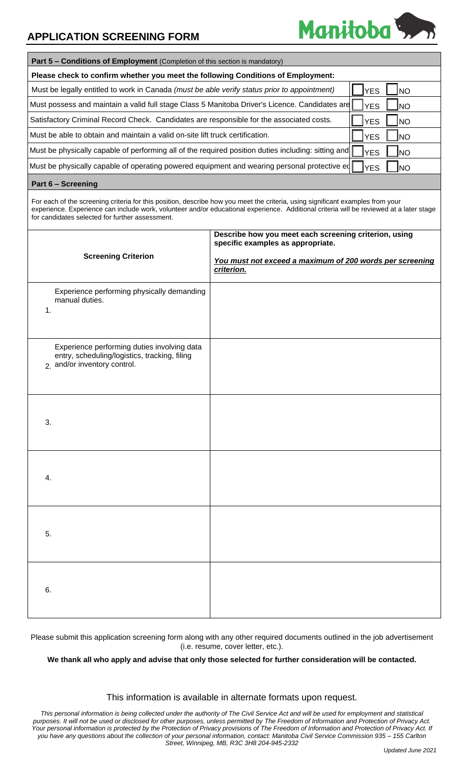# APPLICATION SCREENING FORM

Manitoba

| **Part 5 – Conditions of Employment** (Completion of this section is mandatory) | |
|---|---|
| **Please check to confirm whether you meet the following Conditions of Employment:** | |
| Must be legally entitled to work in Canada *(must be able verify status prior to appointment)* | ☐ YES ☐ NO |
| Must possess and maintain a valid full stage Class 5 Manitoba Driver's Licence. Candidates are | ☐ YES ☐ NO |
| Satisfactory Criminal Record Check. Candidates are responsible for the associated costs. | ☐ YES ☐ NO |
| Must be able to obtain and maintain a valid on-site lift truck certification. | ☐ YES ☐ NO |
| Must be physically capable of performing all of the required position duties including: sitting and | ☐ YES ☐ NO |
| Must be physically capable of operating powered equipment and wearing personal protective ec | ☐ YES ☐ NO |

**Part 6 – Screening**

For each of the screening criteria for this position, describe how you meet the criteria, using significant examples from your experience. Experience can include work, volunteer and/or educational experience. Additional criteria will be reviewed at a later stage for candidates selected for further assessment.

| **Screening Criterion** | **Describe how you meet each screening criterion, using specific examples as appropriate.** <br> ***<u>You must not exceed a maximum of 200 words per screening criterion.</u>*** |
|---|---|
| 1. Experience performing physically demanding manual duties. | |
| 2. Experience performing duties involving data entry, scheduling/logistics, tracking, filing and/or inventory control. | |
| 3. | |
| 4. | |
| 5. | |
| 6. | |

Please submit this application screening form along with any other required documents outlined in the job advertisement (i.e. resume, cover letter, etc.).

**We thank all who apply and advise that only those selected for further consideration will be contacted.**

This information is available in alternate formats upon request.

*This personal information is being collected under the authority of The Civil Service Act and will be used for employment and statistical purposes. It will not be used or disclosed for other purposes, unless permitted by The Freedom of Information and Protection of Privacy Act. Your personal information is protected by the Protection of Privacy provisions of The Freedom of Information and Protection of Privacy Act. If you have any questions about the collection of your personal information, contact: Manitoba Civil Service Commission 935 – 155 Carlton Street, Winnipeg, MB, R3C 3H8 204-945-2332*

*Updated June 2021*